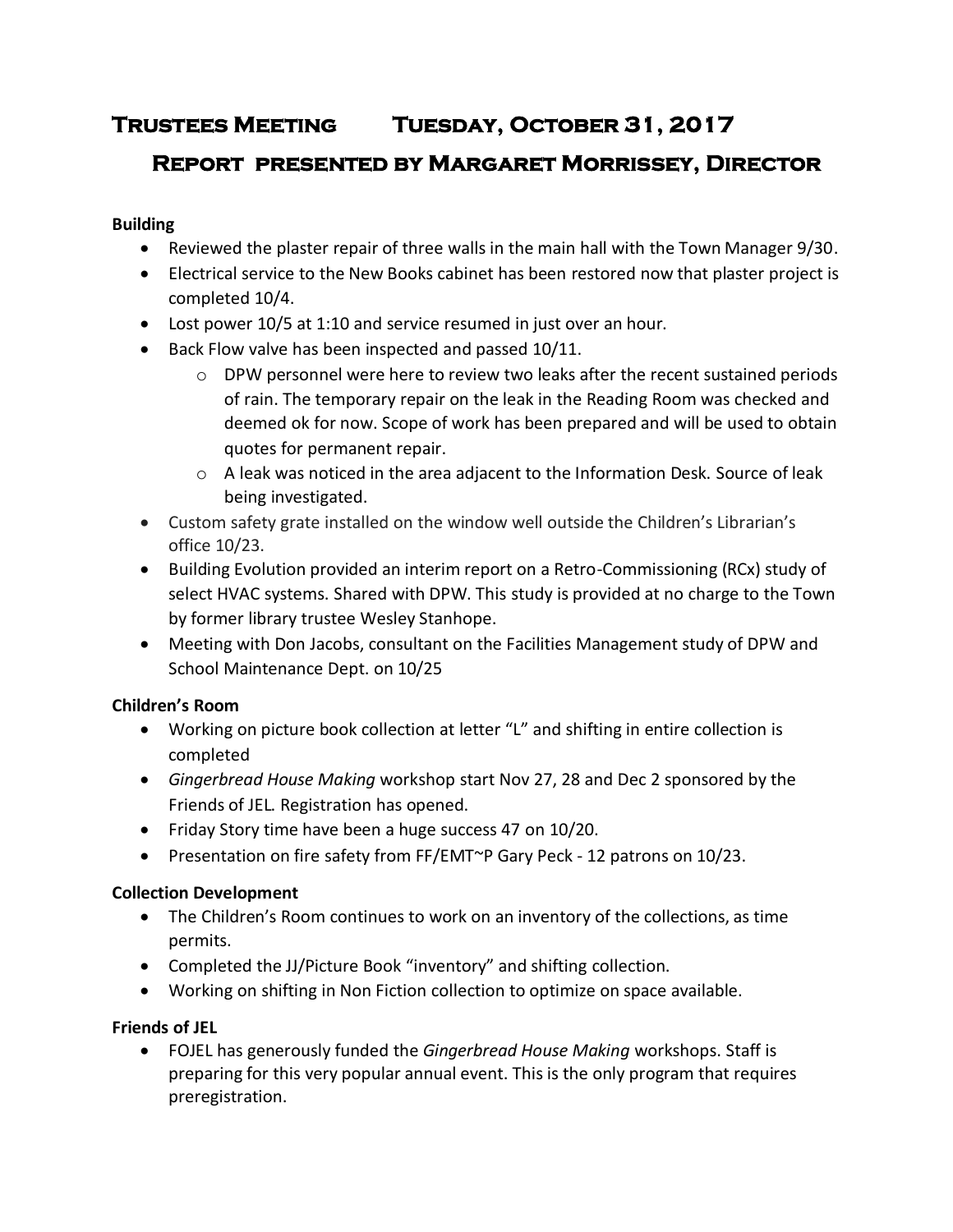# Trustees Meeting Tuesday, October 31, 2017

## Report presented by Margaret Morrissey, Director

**Building**

- Reviewed the plaster repair of three walls in the main hall with the Town Manager 9/30.
- Electrical service to the New Books cabinet has been restored now that plaster project is completed 10/4.
- Lost power 10/5 at 1:10 and service resumed in just over an hour.
- Back Flow valve has been inspected and passed 10/11.
  - DPW personnel were here to review two leaks after the recent sustained periods of rain. The temporary repair on the leak in the Reading Room was checked and deemed ok for now. Scope of work has been prepared and will be used to obtain quotes for permanent repair.
  - A leak was noticed in the area adjacent to the Information Desk. Source of leak being investigated.
- Custom safety grate installed on the window well outside the Children's Librarian's office 10/23.
- Building Evolution provided an interim report on a Retro-Commissioning (RCx) study of select HVAC systems. Shared with DPW. This study is provided at no charge to the Town by former library trustee Wesley Stanhope.
- Meeting with Don Jacobs, consultant on the Facilities Management study of DPW and School Maintenance Dept. on 10/25

**Children's Room**

- Working on picture book collection at letter "L" and shifting in entire collection is completed
- *Gingerbread House Making* workshop start Nov 27, 28 and Dec 2 sponsored by the Friends of JEL. Registration has opened.
- Friday Story time have been a huge success 47 on 10/20.
- Presentation on fire safety from FF/EMT~P Gary Peck - 12 patrons on 10/23.

**Collection Development**

- The Children's Room continues to work on an inventory of the collections, as time permits.
- Completed the JJ/Picture Book "inventory" and shifting collection.
- Working on shifting in Non Fiction collection to optimize on space available.

**Friends of JEL**

- FOJEL has generously funded the *Gingerbread House Making* workshops. Staff is preparing for this very popular annual event. This is the only program that requires preregistration.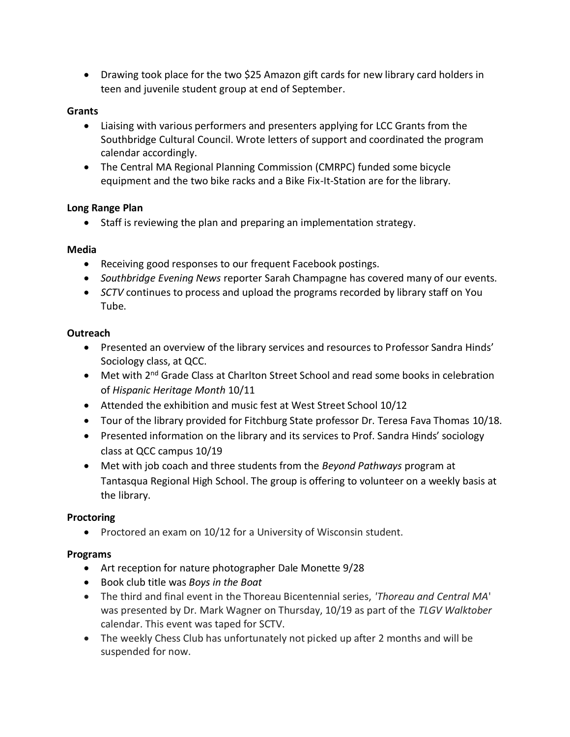- Drawing took place for the two $25 Amazon gift cards for new library card holders in teen and juvenile student group at end of September.

**Grants**

- Liaising with various performers and presenters applying for LCC Grants from the Southbridge Cultural Council. Wrote letters of support and coordinated the program calendar accordingly.
- The Central MA Regional Planning Commission (CMRPC) funded some bicycle equipment and the two bike racks and a Bike Fix-It-Station are for the library.

**Long Range Plan**

- Staff is reviewing the plan and preparing an implementation strategy.

**Media**

- Receiving good responses to our frequent Facebook postings.
- *Southbridge Evening News* reporter Sarah Champagne has covered many of our events.
- *SCTV* continues to process and upload the programs recorded by library staff on You Tube.

**Outreach**

- Presented an overview of the library services and resources to Professor Sandra Hinds' Sociology class, at QCC.
- Met with 2nd Grade Class at Charlton Street School and read some books in celebration of *Hispanic Heritage Month* 10/11
- Attended the exhibition and music fest at West Street School 10/12
- Tour of the library provided for Fitchburg State professor Dr. Teresa Fava Thomas 10/18.
- Presented information on the library and its services to Prof. Sandra Hinds' sociology class at QCC campus 10/19
- Met with job coach and three students from the *Beyond Pathways* program at Tantasqua Regional High School. The group is offering to volunteer on a weekly basis at the library.

**Proctoring**

- Proctored an exam on 10/12 for a University of Wisconsin student.

**Programs**

- Art reception for nature photographer Dale Monette 9/28
- Book club title was *Boys in the Boat*
- The third and final event in the Thoreau Bicentennial series, *'Thoreau and Central MA'* was presented by Dr. Mark Wagner on Thursday, 10/19 as part of the *TLGV Walktober* calendar. This event was taped for SCTV.
- The weekly Chess Club has unfortunately not picked up after 2 months and will be suspended for now.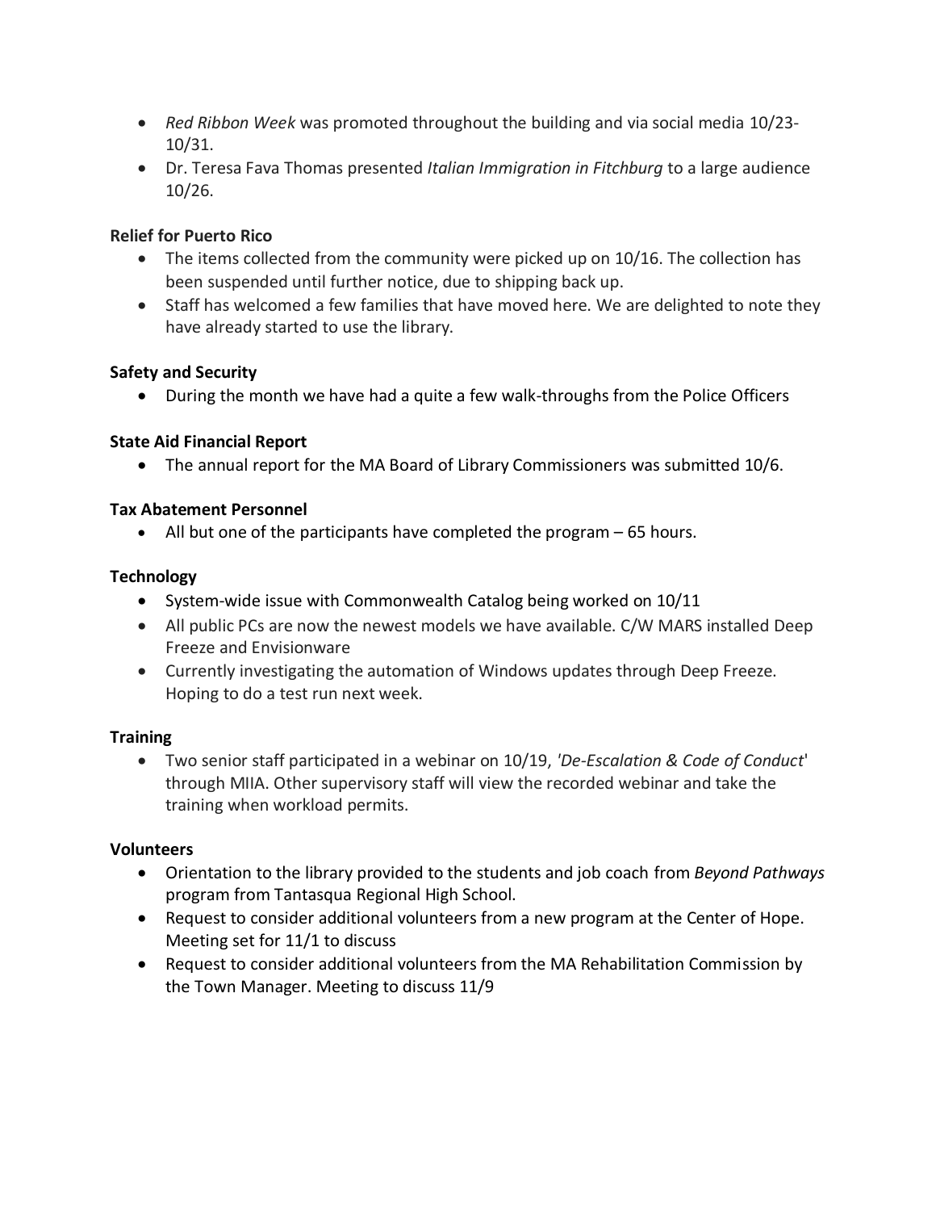- *Red Ribbon Week* was promoted throughout the building and via social media 10/23-10/31.
- Dr. Teresa Fava Thomas presented *Italian Immigration in Fitchburg* to a large audience 10/26.

**Relief for Puerto Rico**

- The items collected from the community were picked up on 10/16. The collection has been suspended until further notice, due to shipping back up.
- Staff has welcomed a few families that have moved here. We are delighted to note they have already started to use the library.

**Safety and Security**

- During the month we have had a quite a few walk-throughs from the Police Officers

**State Aid Financial Report**

- The annual report for the MA Board of Library Commissioners was submitted 10/6.

**Tax Abatement Personnel**

- All but one of the participants have completed the program – 65 hours.

**Technology**

- System-wide issue with Commonwealth Catalog being worked on 10/11
- All public PCs are now the newest models we have available. C/W MARS installed Deep Freeze and Envisionware
- Currently investigating the automation of Windows updates through Deep Freeze. Hoping to do a test run next week.

**Training**

- Two senior staff participated in a webinar on 10/19, '*De-Escalation & Code of Conduct*' through MIIA. Other supervisory staff will view the recorded webinar and take the training when workload permits.

**Volunteers**

- Orientation to the library provided to the students and job coach from *Beyond Pathways* program from Tantasqua Regional High School.
- Request to consider additional volunteers from a new program at the Center of Hope. Meeting set for 11/1 to discuss
- Request to consider additional volunteers from the MA Rehabilitation Commission by the Town Manager. Meeting to discuss 11/9